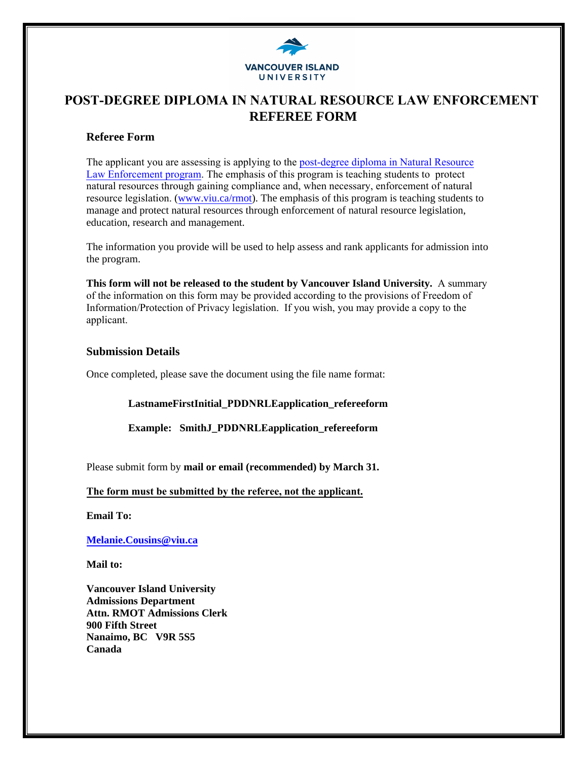VANCOUVER ISLAND UNIVERSITY

# POST-DEGREE DIPLOMA IN NATURAL RESOURCE LAW ENFORCEMENT REFEREE FORM

## Referee Form

The applicant you are assessing is applying to the post-degree diploma in Natural Resource Law Enforcement program. The emphasis of this program is teaching students to protect natural resources through gaining compliance and, when necessary, enforcement of natural resource legislation. (www.viu.ca/rmot). The emphasis of this program is teaching students to manage and protect natural resources through enforcement of natural resource legislation, education, research and management.

The information you provide will be used to help assess and rank applicants for admission into the program.

**This form will not be released to the student by Vancouver Island University.** A summary of the information on this form may be provided according to the provisions of Freedom of Information/Protection of Privacy legislation. If you wish, you may provide a copy to the applicant.

## Submission Details

Once completed, please save the document using the file name format:

**LastnameFirstInitial_PDDNRLEapplication_refereeform**

**Example: SmithJ_PDDNRLEapplication_refereeform**

Please submit form by **mail or email (recommended) by March 31.**

**The form must be submitted by the referee, not the applicant.**

**Email To:**

**Melanie.Cousins@viu.ca**

**Mail to:**

**Vancouver Island University**
**Admissions Department**
**Attn. RMOT Admissions Clerk**
**900 Fifth Street**
**Nanaimo, BC V9R 5S5**
**Canada**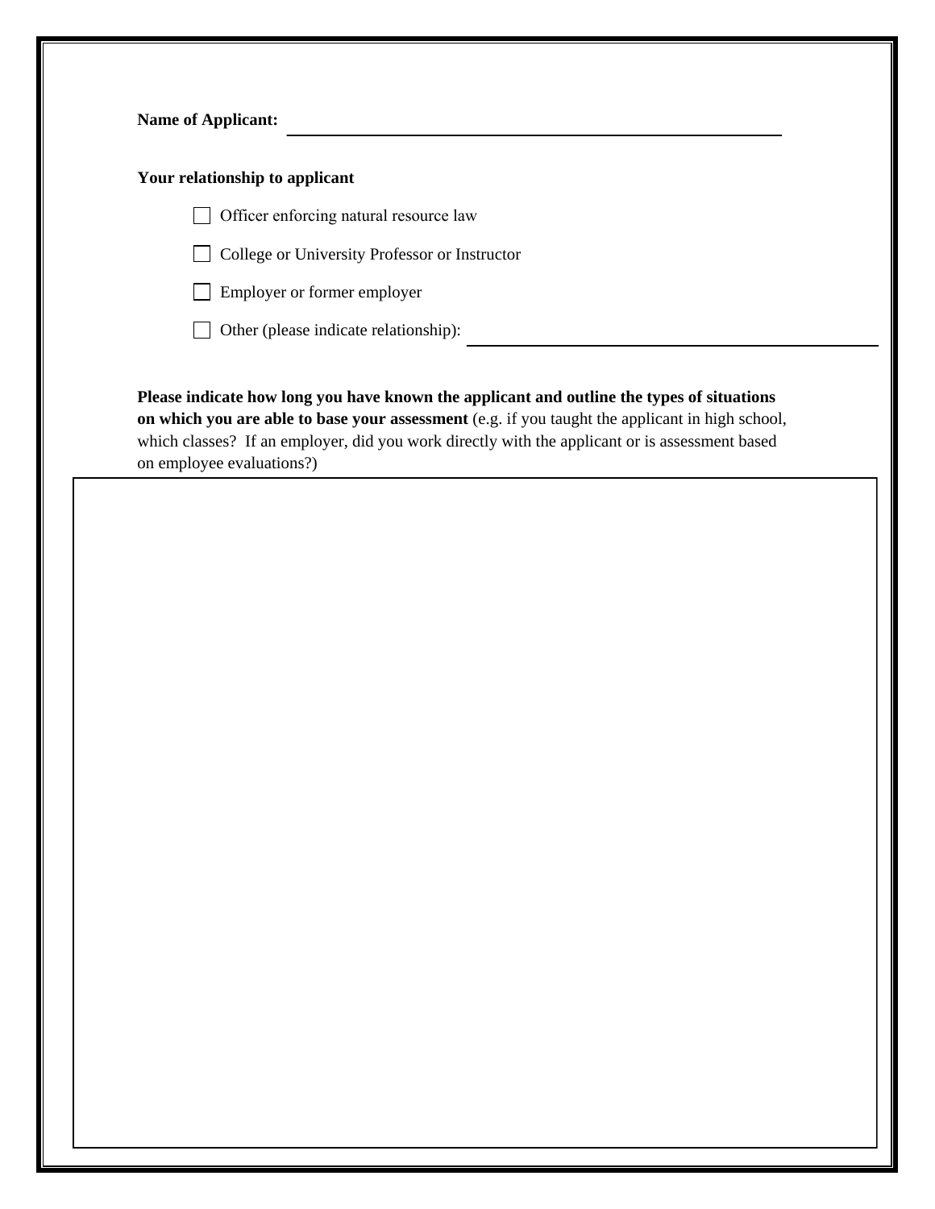**Name of Applicant:** ______________________________________________

**Your relationship to applicant**

- ☐ Officer enforcing natural resource law
- ☐ College or University Professor or Instructor
- ☐ Employer or former employer
- ☐ Other (please indicate relationship): ______________________________

**Please indicate how long you have known the applicant and outline the types of situations on which you are able to base your assessment** (e.g. if you taught the applicant in high school, which classes? If an employer, did you work directly with the applicant or is assessment based on employee evaluations?)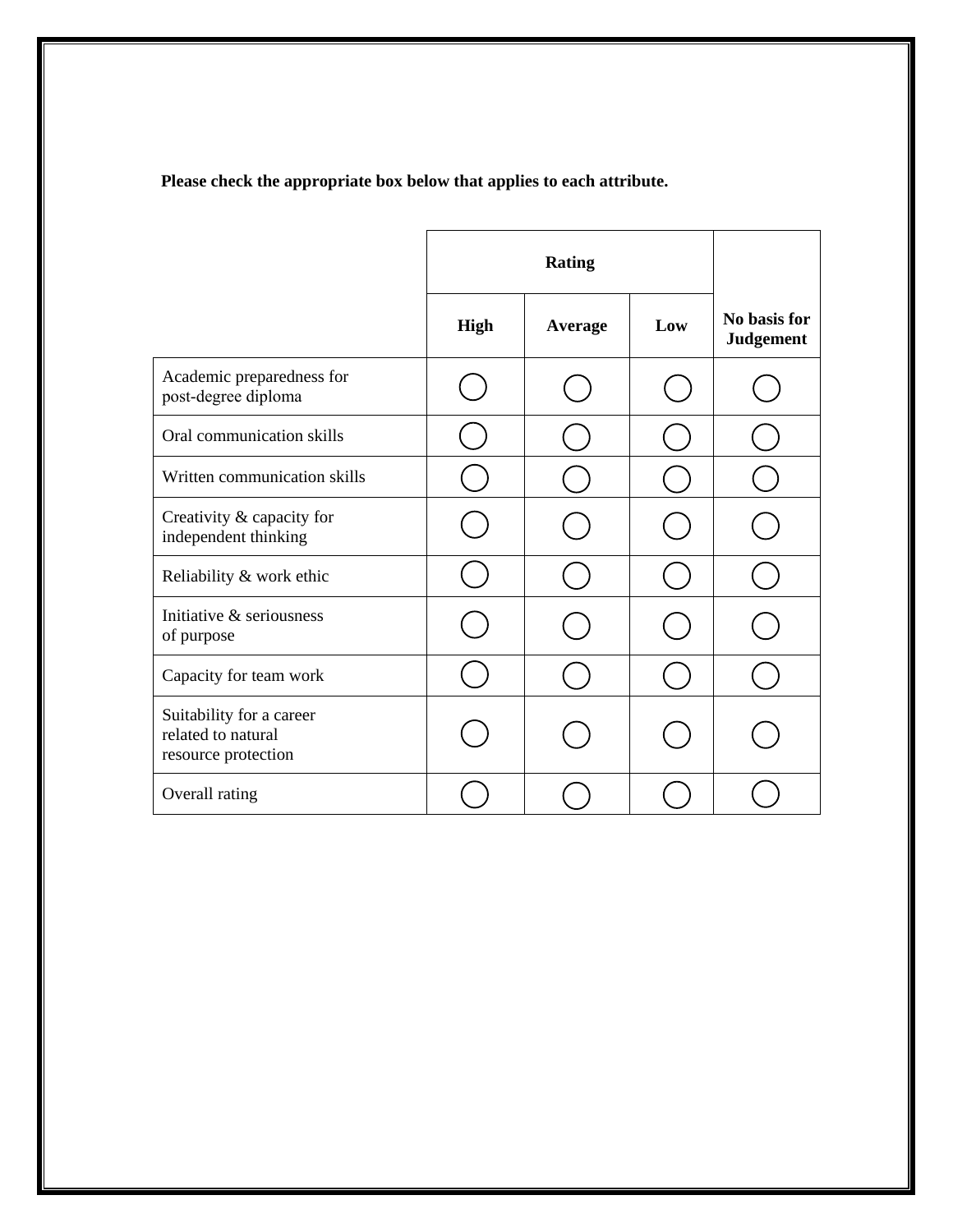**Please check the appropriate box below that applies to each attribute.**

| | **Rating** | | | **No basis for Judgement** |
|---|---|---|---|---|
| | **High** | **Average** | **Low** | |
| Academic preparedness for post-degree diploma | ◯ | ◯ | ◯ | ◯ |
| Oral communication skills | ◯ | ◯ | ◯ | ◯ |
| Written communication skills | ◯ | ◯ | ◯ | ◯ |
| Creativity & capacity for independent thinking | ◯ | ◯ | ◯ | ◯ |
| Reliability & work ethic | ◯ | ◯ | ◯ | ◯ |
| Initiative & seriousness of purpose | ◯ | ◯ | ◯ | ◯ |
| Capacity for team work | ◯ | ◯ | ◯ | ◯ |
| Suitability for a career related to natural resource protection | ◯ | ◯ | ◯ | ◯ |
| Overall rating | ◯ | ◯ | ◯ | ◯ |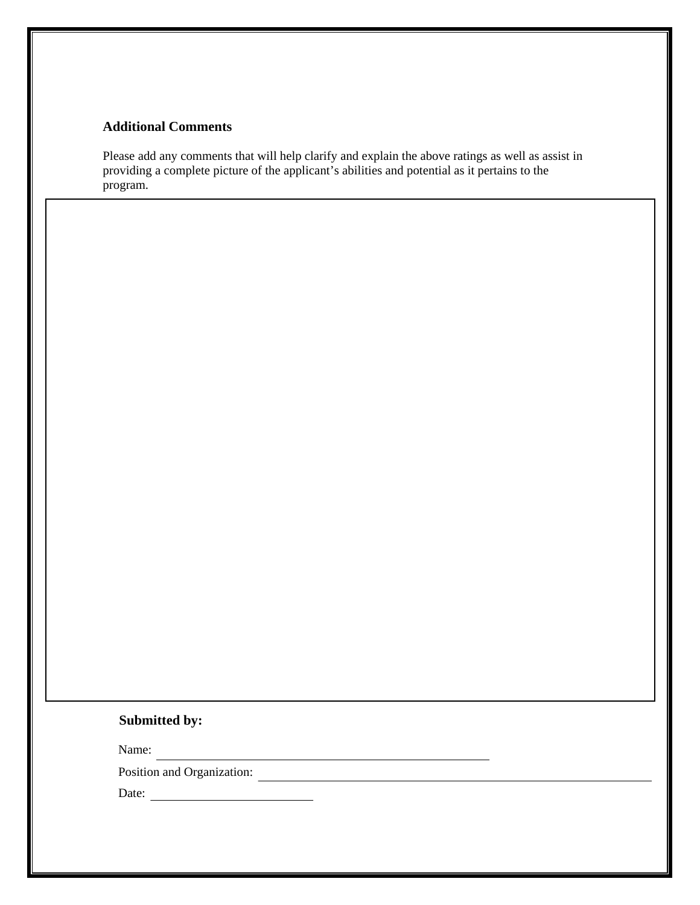### Additional Comments

Please add any comments that will help clarify and explain the above ratings as well as assist in providing a complete picture of the applicant's abilities and potential as it pertains to the program.

### Submitted by:

Name: ____________________________________________

Position and Organization: ____________________________________________

Date: ____________________